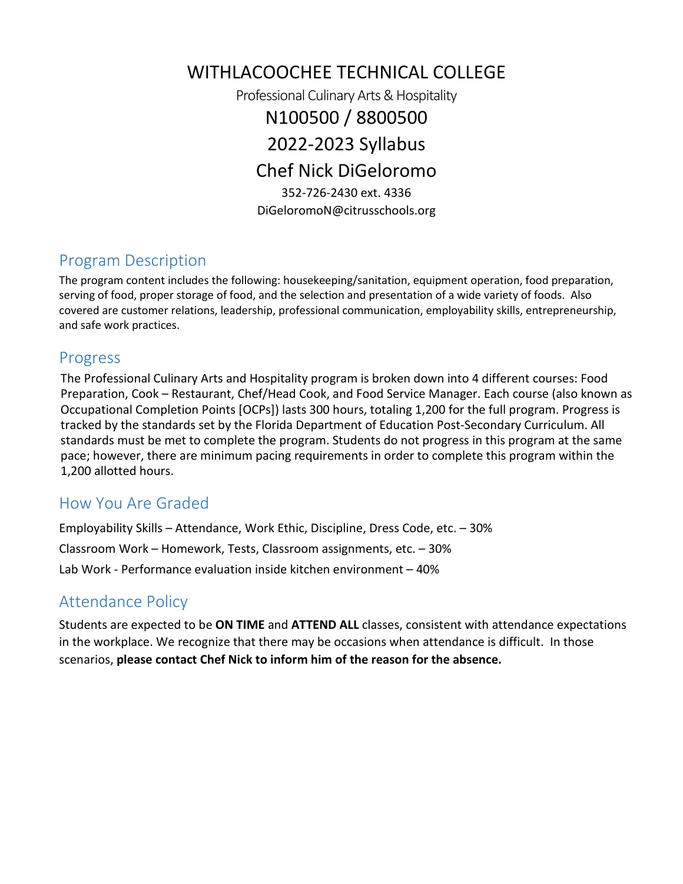# WITHLACOOCHEE TECHNICAL COLLEGE

Professional Culinary Arts & Hospitality

N100500 / 8800500

2022-2023 Syllabus

Chef Nick DiGeloromo

352-726-2430 ext. 4336

DiGeloromoN@citrusschools.org

## Program Description

The program content includes the following: housekeeping/sanitation, equipment operation, food preparation, serving of food, proper storage of food, and the selection and presentation of a wide variety of foods. Also covered are customer relations, leadership, professional communication, employability skills, entrepreneurship, and safe work practices.

## Progress

The Professional Culinary Arts and Hospitality program is broken down into 4 different courses: Food Preparation, Cook – Restaurant, Chef/Head Cook, and Food Service Manager. Each course (also known as Occupational Completion Points [OCPs]) lasts 300 hours, totaling 1,200 for the full program. Progress is tracked by the standards set by the Florida Department of Education Post-Secondary Curriculum. All standards must be met to complete the program. Students do not progress in this program at the same pace; however, there are minimum pacing requirements in order to complete this program within the 1,200 allotted hours.

## How You Are Graded

Employability Skills – Attendance, Work Ethic, Discipline, Dress Code, etc. – 30%

Classroom Work – Homework, Tests, Classroom assignments, etc. – 30%

Lab Work - Performance evaluation inside kitchen environment – 40%

## Attendance Policy

Students are expected to be **ON TIME** and **ATTEND ALL** classes, consistent with attendance expectations in the workplace. We recognize that there may be occasions when attendance is difficult. In those scenarios, **please contact Chef Nick to inform him of the reason for the absence.**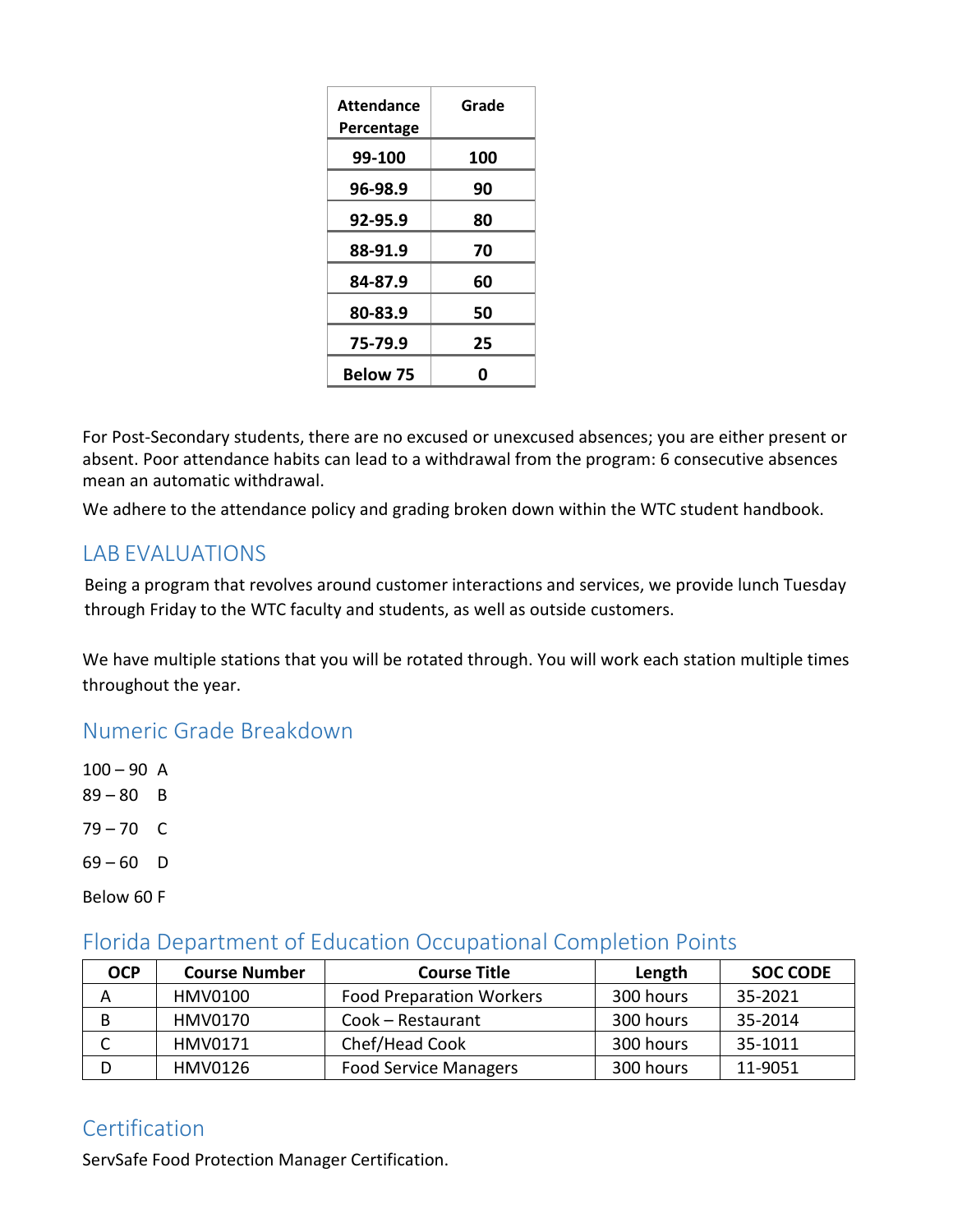| Attendance Percentage | Grade |
|---|---|
| 99-100 | 100 |
| 96-98.9 | 90 |
| 92-95.9 | 80 |
| 88-91.9 | 70 |
| 84-87.9 | 60 |
| 80-83.9 | 50 |
| 75-79.9 | 25 |
| Below 75 | 0 |

For Post-Secondary students, there are no excused or unexcused absences; you are either present or absent. Poor attendance habits can lead to a withdrawal from the program: 6 consecutive absences mean an automatic withdrawal.

We adhere to the attendance policy and grading broken down within the WTC student handbook.

## LAB EVALUATIONS

Being a program that revolves around customer interactions and services, we provide lunch Tuesday through Friday to the WTC faculty and students, as well as outside customers.

We have multiple stations that you will be rotated through. You will work each station multiple times throughout the year.

## Numeric Grade Breakdown

100 – 90 A

89 – 80 B

79 – 70 C

69 – 60 D

Below 60 F

## Florida Department of Education Occupational Completion Points

| OCP | Course Number | Course Title | Length | SOC CODE |
|---|---|---|---|---|
| A | HMV0100 | Food Preparation Workers | 300 hours | 35-2021 |
| B | HMV0170 | Cook – Restaurant | 300 hours | 35-2014 |
| C | HMV0171 | Chef/Head Cook | 300 hours | 35-1011 |
| D | HMV0126 | Food Service Managers | 300 hours | 11-9051 |

## Certification

ServSafe Food Protection Manager Certification.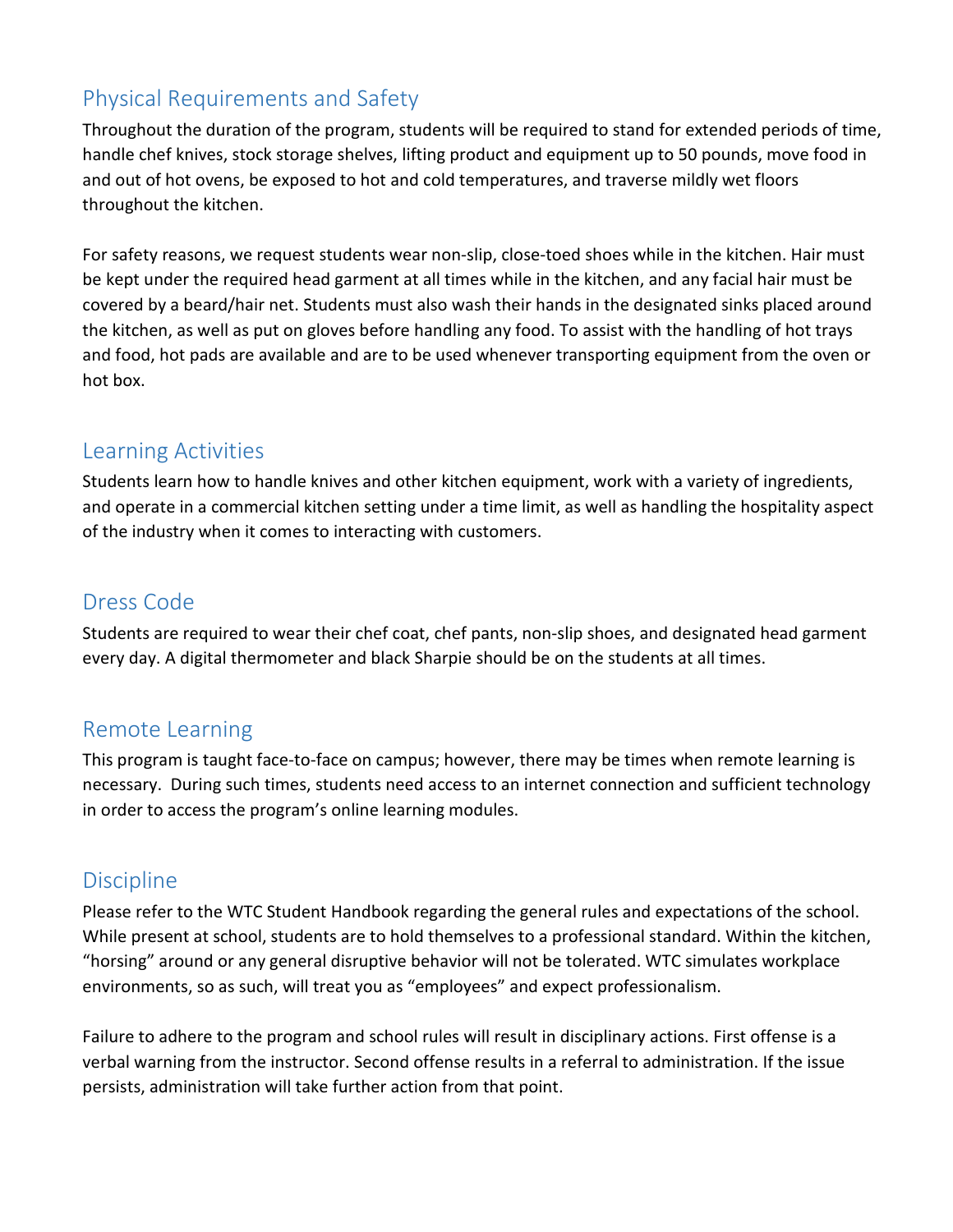## Physical Requirements and Safety

Throughout the duration of the program, students will be required to stand for extended periods of time, handle chef knives, stock storage shelves, lifting product and equipment up to 50 pounds, move food in and out of hot ovens, be exposed to hot and cold temperatures, and traverse mildly wet floors throughout the kitchen.

For safety reasons, we request students wear non-slip, close-toed shoes while in the kitchen. Hair must be kept under the required head garment at all times while in the kitchen, and any facial hair must be covered by a beard/hair net. Students must also wash their hands in the designated sinks placed around the kitchen, as well as put on gloves before handling any food. To assist with the handling of hot trays and food, hot pads are available and are to be used whenever transporting equipment from the oven or hot box.

## Learning Activities

Students learn how to handle knives and other kitchen equipment, work with a variety of ingredients, and operate in a commercial kitchen setting under a time limit, as well as handling the hospitality aspect of the industry when it comes to interacting with customers.

## Dress Code

Students are required to wear their chef coat, chef pants, non-slip shoes, and designated head garment every day. A digital thermometer and black Sharpie should be on the students at all times.

## Remote Learning

This program is taught face-to-face on campus; however, there may be times when remote learning is necessary. During such times, students need access to an internet connection and sufficient technology in order to access the program's online learning modules.

## Discipline

Please refer to the WTC Student Handbook regarding the general rules and expectations of the school. While present at school, students are to hold themselves to a professional standard. Within the kitchen, "horsing" around or any general disruptive behavior will not be tolerated. WTC simulates workplace environments, so as such, will treat you as "employees" and expect professionalism.

Failure to adhere to the program and school rules will result in disciplinary actions. First offense is a verbal warning from the instructor. Second offense results in a referral to administration. If the issue persists, administration will take further action from that point.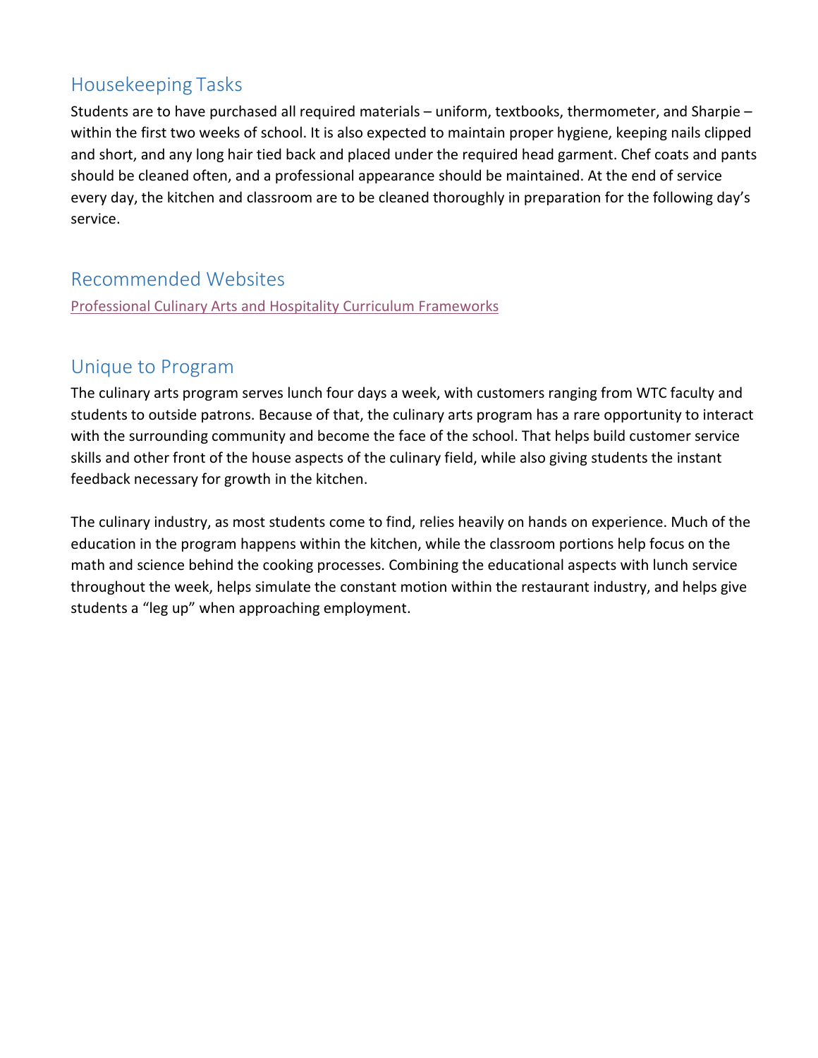## Housekeeping Tasks

Students are to have purchased all required materials – uniform, textbooks, thermometer, and Sharpie – within the first two weeks of school. It is also expected to maintain proper hygiene, keeping nails clipped and short, and any long hair tied back and placed under the required head garment. Chef coats and pants should be cleaned often, and a professional appearance should be maintained. At the end of service every day, the kitchen and classroom are to be cleaned thoroughly in preparation for the following day's service.

## Recommended Websites

Professional Culinary Arts and Hospitality Curriculum Frameworks

## Unique to Program

The culinary arts program serves lunch four days a week, with customers ranging from WTC faculty and students to outside patrons. Because of that, the culinary arts program has a rare opportunity to interact with the surrounding community and become the face of the school. That helps build customer service skills and other front of the house aspects of the culinary field, while also giving students the instant feedback necessary for growth in the kitchen.

The culinary industry, as most students come to find, relies heavily on hands on experience. Much of the education in the program happens within the kitchen, while the classroom portions help focus on the math and science behind the cooking processes. Combining the educational aspects with lunch service throughout the week, helps simulate the constant motion within the restaurant industry, and helps give students a "leg up" when approaching employment.